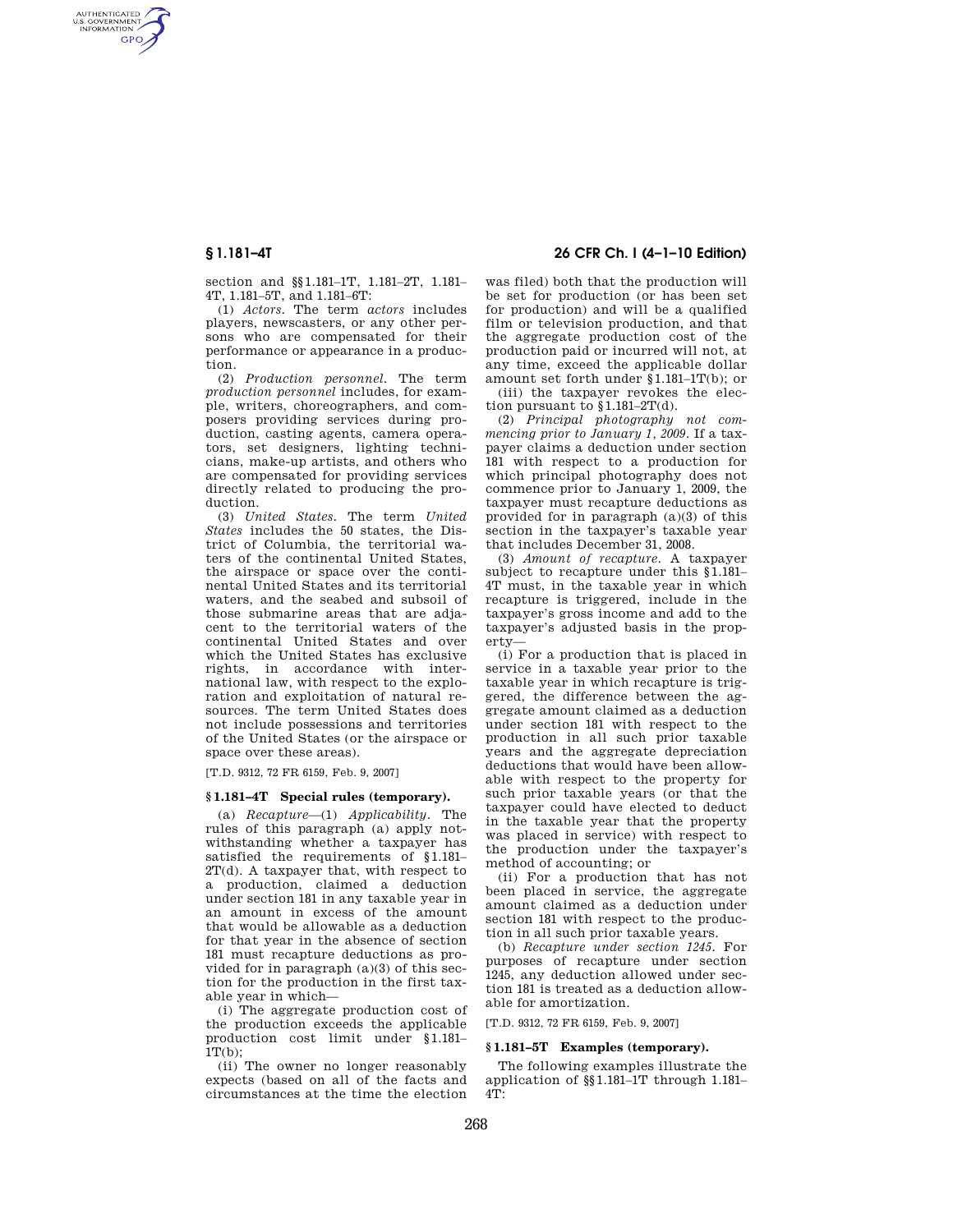section and §§1.181–1T, 1.181–2T, 1.181–4T, 1.181–5T, and 1.181–6T:

(1) *Actors.* The term *actors* includes players, newscasters, or any other persons who are compensated for their performance or appearance in a production.

(2) *Production personnel.* The term *production personnel* includes, for example, writers, choreographers, and composers providing services during production, casting agents, camera operators, set designers, lighting technicians, make-up artists, and others who are compensated for providing services directly related to producing the production.

(3) *United States.* The term *United States* includes the 50 states, the District of Columbia, the territorial waters of the continental United States, the airspace or space over the continental United States and its territorial waters, and the seabed and subsoil of those submarine areas that are adjacent to the territorial waters of the continental United States and over which the United States has exclusive rights, in accordance with international law, with respect to the exploration and exploitation of natural resources. The term United States does not include possessions and territories of the United States (or the airspace or space over these areas).

[T.D. 9312, 72 FR 6159, Feb. 9, 2007]

## § 1.181–4T Special rules (temporary).

(a) *Recapture*—(1) *Applicability.* The rules of this paragraph (a) apply notwithstanding whether a taxpayer has satisfied the requirements of §1.181–2T(d). A taxpayer that, with respect to a production, claimed a deduction under section 181 in any taxable year in an amount in excess of the amount that would be allowable as a deduction for that year in the absence of section 181 must recapture deductions as provided for in paragraph (a)(3) of this section for the production in the first taxable year in which—

(i) The aggregate production cost of the production exceeds the applicable production cost limit under §1.181–1T(b);

(ii) The owner no longer reasonably expects (based on all of the facts and circumstances at the time the election was filed) both that the production will be set for production (or has been set for production) and will be a qualified film or television production, and that the aggregate production cost of the production paid or incurred will not, at any time, exceed the applicable dollar amount set forth under §1.181–1T(b); or

(iii) the taxpayer revokes the election pursuant to §1.181–2T(d).

(2) *Principal photography not commencing prior to January 1, 2009.* If a taxpayer claims a deduction under section 181 with respect to a production for which principal photography does not commence prior to January 1, 2009, the taxpayer must recapture deductions as provided for in paragraph (a)(3) of this section in the taxpayer's taxable year that includes December 31, 2008.

(3) *Amount of recapture.* A taxpayer subject to recapture under this §1.181–4T must, in the taxable year in which recapture is triggered, include in the taxpayer's gross income and add to the taxpayer's adjusted basis in the property—

(i) For a production that is placed in service in a taxable year prior to the taxable year in which recapture is triggered, the difference between the aggregate amount claimed as a deduction under section 181 with respect to the production in all such prior taxable years and the aggregate depreciation deductions that would have been allowable with respect to the property for such prior taxable years (or that the taxpayer could have elected to deduct in the taxable year that the property was placed in service) with respect to the production under the taxpayer's method of accounting; or

(ii) For a production that has not been placed in service, the aggregate amount claimed as a deduction under section 181 with respect to the production in all such prior taxable years.

(b) *Recapture under section 1245.* For purposes of recapture under section 1245, any deduction allowed under section 181 is treated as a deduction allowable for amortization.

[T.D. 9312, 72 FR 6159, Feb. 9, 2007]

## § 1.181–5T Examples (temporary).

The following examples illustrate the application of §§1.181–1T through 1.181–4T: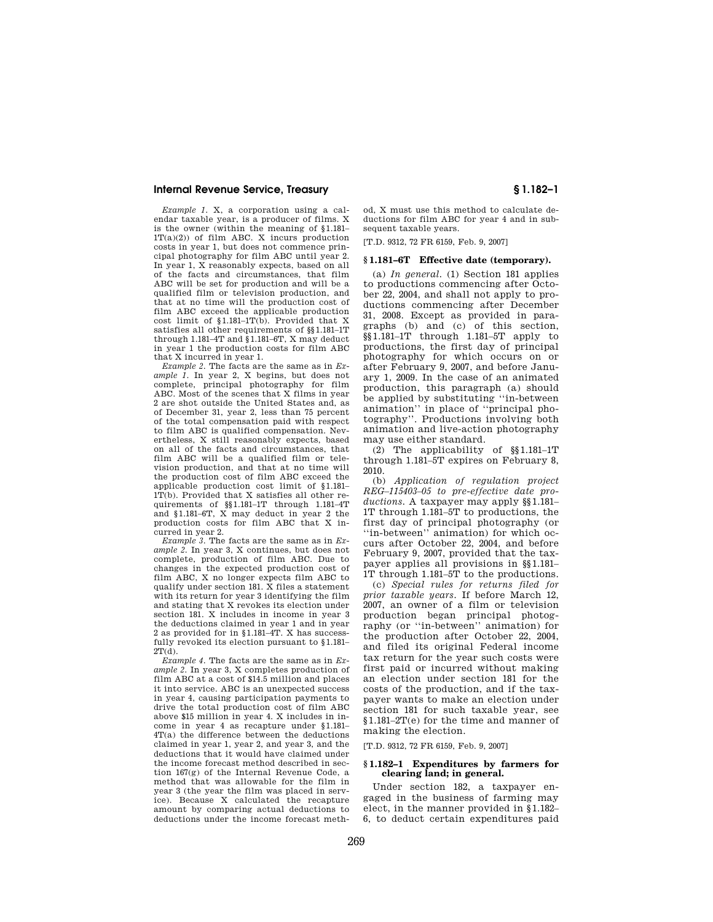*Example 1*. X, a corporation using a calendar taxable year, is a producer of films. X is the owner (within the meaning of §1.181–1T(a)(2)) of film ABC. X incurs production costs in year 1, but does not commence principal photography for film ABC until year 2. In year 1, X reasonably expects, based on all of the facts and circumstances, that film ABC will be set for production and will be a qualified film or television production, and that at no time will the production cost of film ABC exceed the applicable production cost limit of §1.181–1T(b). Provided that X satisfies all other requirements of §§1.181–1T through 1.181–4T and §1.181–6T, X may deduct in year 1 the production costs for film ABC that X incurred in year 1.

*Example 2*. The facts are the same as in *Example 1*. In year 2, X begins, but does not complete, principal photography for film ABC. Most of the scenes that X films in year 2 are shot outside the United States and, as of December 31, year 2, less than 75 percent of the total compensation paid with respect to film ABC is qualified compensation. Nevertheless, X still reasonably expects, based on all of the facts and circumstances, that film ABC will be a qualified film or television production, and that at no time will the production cost of film ABC exceed the applicable production cost limit of §1.181–1T(b). Provided that X satisfies all other requirements of §§1.181–1T through 1.181–4T and §1.181–6T, X may deduct in year 2 the production costs for film ABC that X incurred in year 2.

*Example 3*. The facts are the same as in *Example 2*. In year 3, X continues, but does not complete, production of film ABC. Due to changes in the expected production cost of film ABC, X no longer expects film ABC to qualify under section 181. X files a statement with its return for year 3 identifying the film and stating that X revokes its election under section 181. X includes in income in year 3 the deductions claimed in year 1 and in year 2 as provided for in §1.181–4T. X has successfully revoked its election pursuant to §1.181–2T(d).

*Example 4*. The facts are the same as in *Example 2*. In year 3, X completes production of film ABC at a cost of $14.5 million and places it into service. ABC is an unexpected success in year 4, causing participation payments to drive the total production cost of film ABC above $15 million in year 4. X includes in income in year 4 as recapture under §1.181–4T(a) the difference between the deductions claimed in year 1, year 2, and year 3, and the deductions that it would have claimed under the income forecast method described in section 167(g) of the Internal Revenue Code, a method that was allowable for the film in year 3 (the year the film was placed in service). Because X calculated the recapture amount by comparing actual deductions to deductions under the income forecast method, X must use this method to calculate deductions for film ABC for year 4 and in subsequent taxable years.

[T.D. 9312, 72 FR 6159, Feb. 9, 2007]

## §1.181–6T Effective date (temporary).

(a) *In general*. (1) Section 181 applies to productions commencing after October 22, 2004, and shall not apply to productions commencing after December 31, 2008. Except as provided in paragraphs (b) and (c) of this section, §§1.181–1T through 1.181–5T apply to productions, the first day of principal photography for which occurs on or after February 9, 2007, and before January 1, 2009. In the case of an animated production, this paragraph (a) should be applied by substituting ''in-between animation'' in place of ''principal photography''. Productions involving both animation and live-action photography may use either standard.

(2) The applicability of §§1.181–1T through 1.181–5T expires on February 8, 2010.

(b) *Application of regulation project REG–115403–05 to pre-effective date productions*. A taxpayer may apply §§1.181–1T through 1.181–5T to productions, the first day of principal photography (or ''in-between'' animation) for which occurs after October 22, 2004, and before February 9, 2007, provided that the taxpayer applies all provisions in §§1.181–1T through 1.181–5T to the productions.

(c) *Special rules for returns filed for prior taxable years*. If before March 12, 2007, an owner of a film or television production began principal photography (or ''in-between'' animation) for the production after October 22, 2004, and filed its original Federal income tax return for the year such costs were first paid or incurred without making an election under section 181 for the costs of the production, and if the taxpayer wants to make an election under section 181 for such taxable year, see §1.181–2T(e) for the time and manner of making the election.

[T.D. 9312, 72 FR 6159, Feb. 9, 2007]

## §1.182–1 Expenditures by farmers for clearing land; in general.

Under section 182, a taxpayer engaged in the business of farming may elect, in the manner provided in §1.182–6, to deduct certain expenditures paid